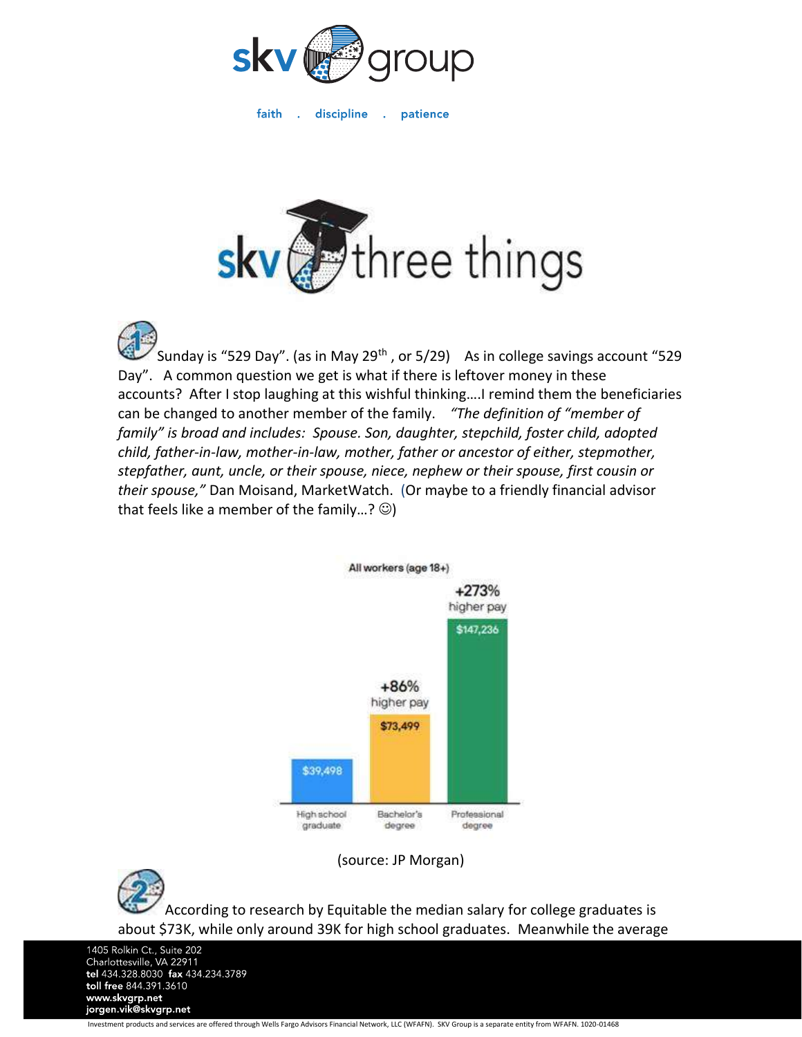# skv group

faith . discipline . patience

## skv three things

**1** Sunday is “529 Day”. (as in May 29th , or 5/29) As in college savings account “529 Day”. A common question we get is what if there is leftover money in these accounts? After I stop laughing at this wishful thinking….I remind them the beneficiaries can be changed to another member of the family. *“The definition of “member of family” is broad and includes: Spouse. Son, daughter, stepchild, foster child, adopted child, father-in-law, mother-in-law, mother, father or ancestor of either, stepmother, stepfather, aunt, uncle, or their spouse, niece, nephew or their spouse, first cousin or their spouse,”* Dan Moisand, MarketWatch. (Or maybe to a friendly financial advisor that feels like a member of the family…? ☺)

All workers (age 18+)

| | High school graduate | Bachelor's degree | Professional degree |
|---|---|---|---|
| Pay | $39,498 | $73,499 | $147,236 |
| | | +86% higher pay | +273% higher pay |

(source: JP Morgan)

**2** According to research by Equitable the median salary for college graduates is about $73K, while only around 39K for high school graduates. Meanwhile the average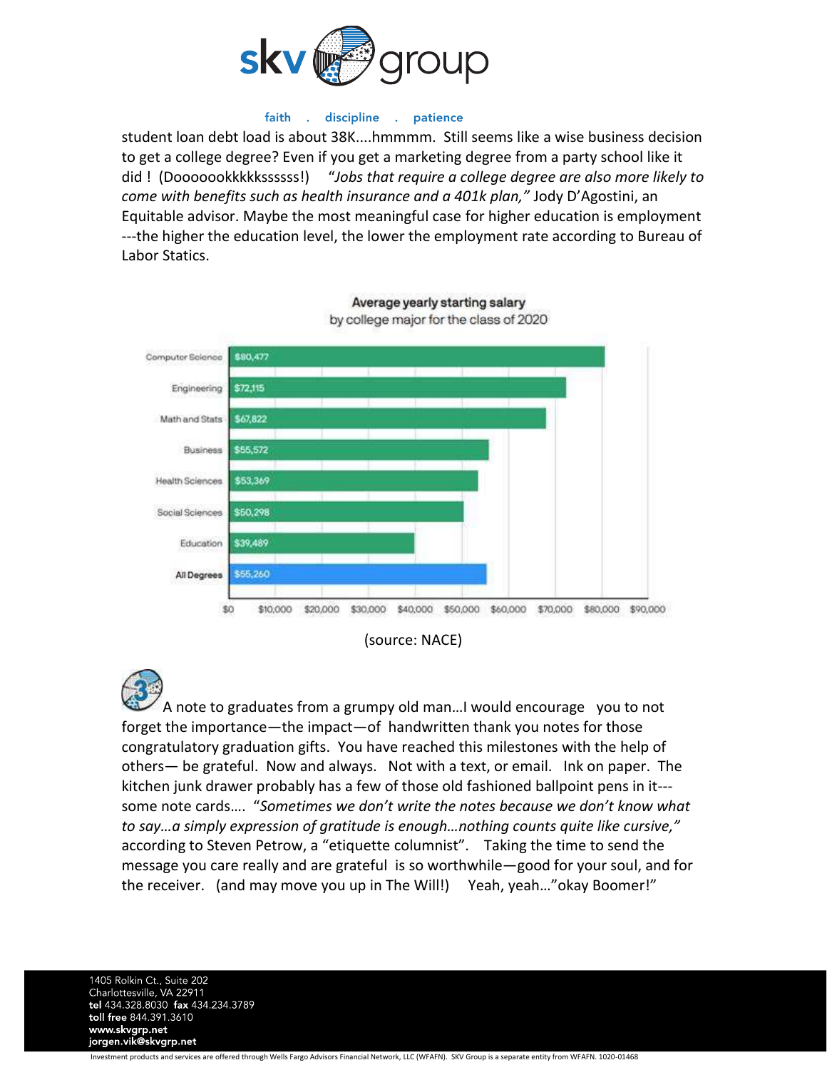student loan debt load is about 38K....hmmmm. Still seems like a wise business decision to get a college degree? Even if you get a marketing degree from a party school like it did ! (Dooooookkkkkssssss!) "*Jobs that require a college degree are also more likely to come with benefits such as health insurance and a 401k plan,"* Jody D'Agostini, an Equitable advisor. Maybe the most meaningful case for higher education is employment ---the higher the education level, the lower the employment rate according to Bureau of Labor Statics.

**Average yearly starting salary**
by college major for the class of 2020

| Major | Salary |
|---|---|
| Computer Science | $80,477 |
| Engineering | $72,115 |
| Math and Stats | $67,822 |
| Business | $55,572 |
| Health Sciences | $53,369 |
| Social Sciences | $50,298 |
| Education | $39,489 |
| **All Degrees** | $55,260 |

(source: NACE)

A note to graduates from a grumpy old man…I would encourage you to not forget the importance—the impact—of handwritten thank you notes for those congratulatory graduation gifts. You have reached this milestones with the help of others— be grateful. Now and always. Not with a text, or email. Ink on paper. The kitchen junk drawer probably has a few of those old fashioned ballpoint pens in it---some note cards…. "*Sometimes we don't write the notes because we don't know what to say…a simply expression of gratitude is enough…nothing counts quite like cursive,"* according to Steven Petrow, a "etiquette columnist". Taking the time to send the message you care really and are grateful is so worthwhile—good for your soul, and for the receiver. (and may move you up in The Will!) Yeah, yeah…"okay Boomer!"

1405 Rolkin Ct., Suite 202
Charlottesville, VA 22911
**tel** 434.328.8030 **fax** 434.234.3789
**toll free** 844.391.3610
**www.skvgrp.net**
**jorgen.vik@skvgrp.net**

Investment products and services are offered through Wells Fargo Advisors Financial Network, LLC (WFAFN). SKV Group is a separate entity from WFAFN. 1020-01468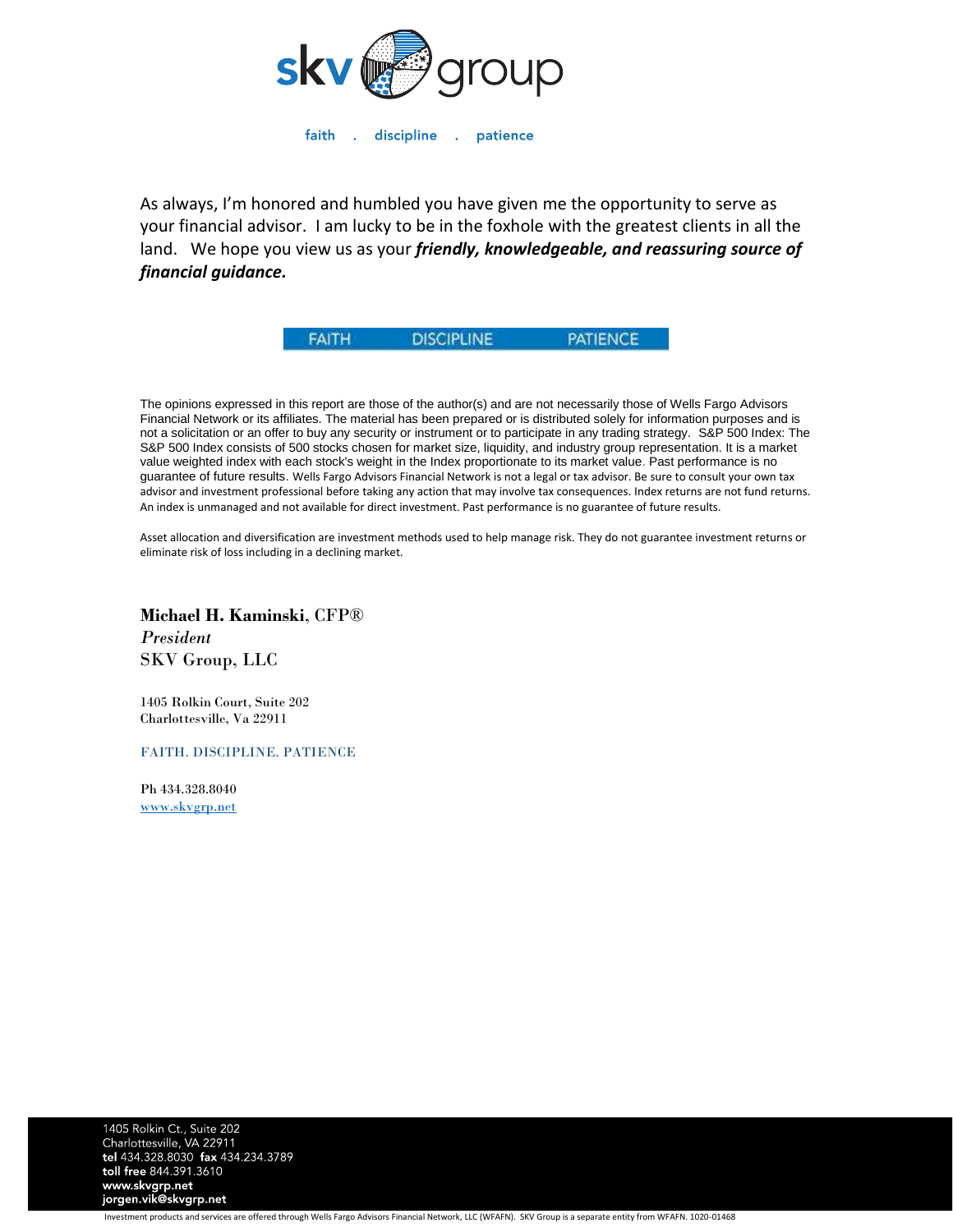skv group

faith . discipline . patience

As always, I'm honored and humbled you have given me the opportunity to serve as your financial advisor. I am lucky to be in the foxhole with the greatest clients in all the land. We hope you view us as your ***friendly, knowledgeable, and reassuring source of financial guidance.***

FAITH DISCIPLINE PATIENCE

The opinions expressed in this report are those of the author(s) and are not necessarily those of Wells Fargo Advisors Financial Network or its affiliates. The material has been prepared or is distributed solely for information purposes and is not a solicitation or an offer to buy any security or instrument or to participate in any trading strategy. S&P 500 Index: The S&P 500 Index consists of 500 stocks chosen for market size, liquidity, and industry group representation. It is a market value weighted index with each stock's weight in the Index proportionate to its market value. Past performance is no guarantee of future results. Wells Fargo Advisors Financial Network is not a legal or tax advisor. Be sure to consult your own tax advisor and investment professional before taking any action that may involve tax consequences. Index returns are not fund returns. An index is unmanaged and not available for direct investment. Past performance is no guarantee of future results.

Asset allocation and diversification are investment methods used to help manage risk. They do not guarantee investment returns or eliminate risk of loss including in a declining market.

**Michael H. Kaminski**, CFP®
*President*
SKV Group, LLC

1405 Rolkin Court, Suite 202
Charlottesville, Va 22911

FAITH. DISCIPLINE. PATIENCE

Ph 434.328.8040
www.skvgrp.net

1405 Rolkin Ct., Suite 202
Charlottesville, VA 22911
**tel** 434.328.8030 **fax** 434.234.3789
**toll free** 844.391.3610
**www.skvgrp.net**
**jorgen.vik@skvgrp.net**

Investment products and services are offered through Wells Fargo Advisors Financial Network, LLC (WFAFN). SKV Group is a separate entity from WFAFN. 1020-01468